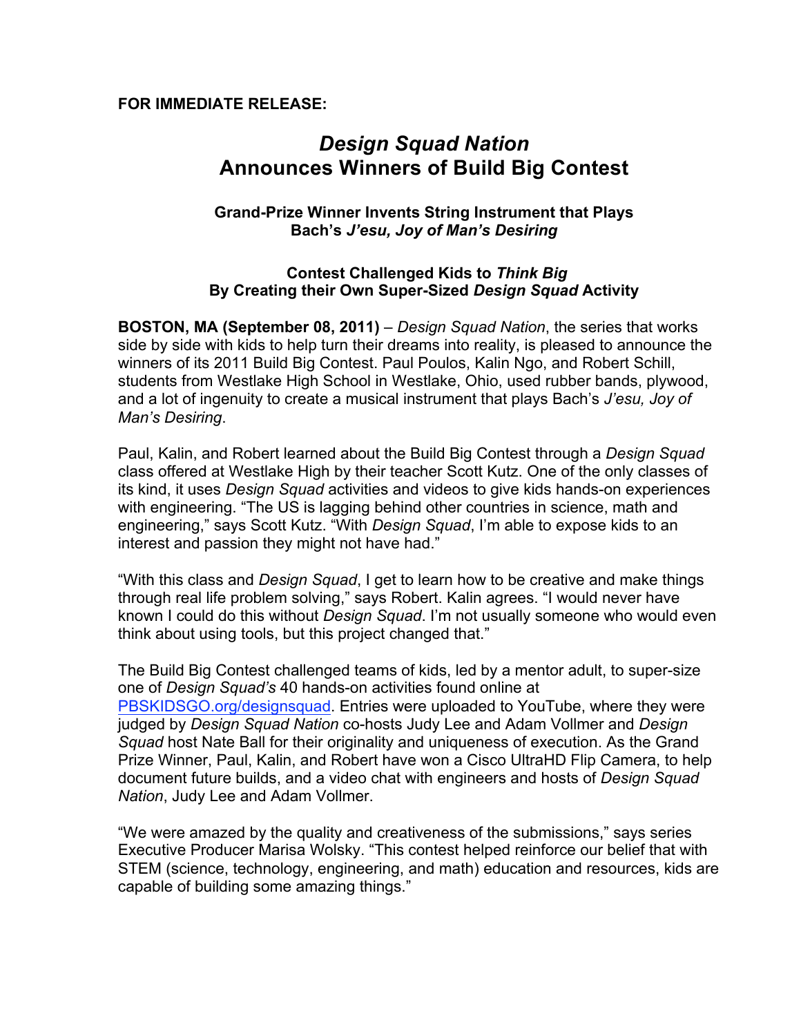**FOR IMMEDIATE RELEASE:**

# *Design Squad Nation* Announces Winners of Build Big Contest

### Grand-Prize Winner Invents String Instrument that Plays Bach's *J'esu, Joy of Man's Desiring*

### Contest Challenged Kids to *Think Big* By Creating their Own Super-Sized *Design Squad* Activity

**BOSTON, MA (September 08, 2011)** – *Design Squad Nation*, the series that works side by side with kids to help turn their dreams into reality, is pleased to announce the winners of its 2011 Build Big Contest. Paul Poulos, Kalin Ngo, and Robert Schill, students from Westlake High School in Westlake, Ohio, used rubber bands, plywood, and a lot of ingenuity to create a musical instrument that plays Bach's *J'esu, Joy of Man's Desiring*.

Paul, Kalin, and Robert learned about the Build Big Contest through a *Design Squad* class offered at Westlake High by their teacher Scott Kutz. One of the only classes of its kind, it uses *Design Squad* activities and videos to give kids hands-on experiences with engineering. "The US is lagging behind other countries in science, math and engineering," says Scott Kutz. "With *Design Squad*, I'm able to expose kids to an interest and passion they might not have had."

"With this class and *Design Squad*, I get to learn how to be creative and make things through real life problem solving," says Robert. Kalin agrees. "I would never have known I could do this without *Design Squad*. I'm not usually someone who would even think about using tools, but this project changed that."

The Build Big Contest challenged teams of kids, led by a mentor adult, to super-size one of *Design Squad's* 40 hands-on activities found online at PBSKIDSGO.org/designsquad. Entries were uploaded to YouTube, where they were judged by *Design Squad Nation* co-hosts Judy Lee and Adam Vollmer and *Design Squad* host Nate Ball for their originality and uniqueness of execution. As the Grand Prize Winner, Paul, Kalin, and Robert have won a Cisco UltraHD Flip Camera, to help document future builds, and a video chat with engineers and hosts of *Design Squad Nation*, Judy Lee and Adam Vollmer.

"We were amazed by the quality and creativeness of the submissions," says series Executive Producer Marisa Wolsky. "This contest helped reinforce our belief that with STEM (science, technology, engineering, and math) education and resources, kids are capable of building some amazing things."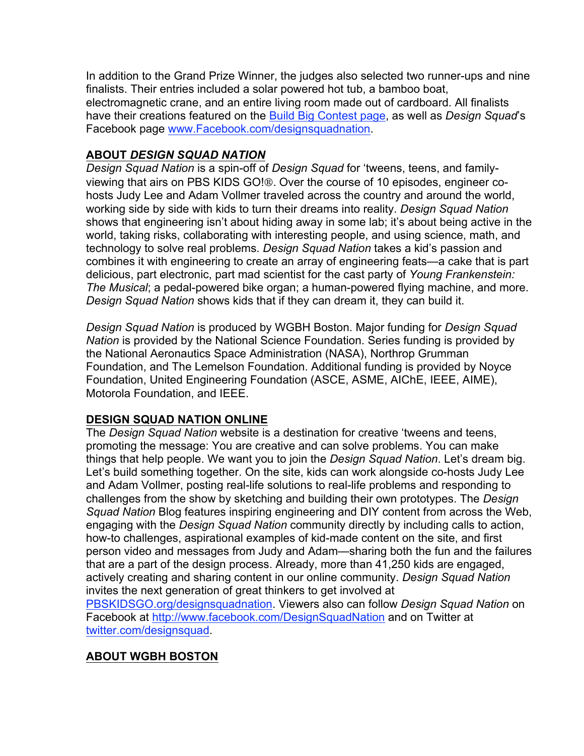In addition to the Grand Prize Winner, the judges also selected two runner-ups and nine finalists. Their entries included a solar powered hot tub, a bamboo boat, electromagnetic crane, and an entire living room made out of cardboard. All finalists have their creations featured on the [Build Big Contest page](), as well as *Design Squad*'s Facebook page [www.Facebook.com/designsquadnation]().

## ABOUT *DESIGN SQUAD NATION*

*Design Squad Nation* is a spin-off of *Design Squad* for 'tweens, teens, and family-viewing that airs on PBS KIDS GO!®. Over the course of 10 episodes, engineer co-hosts Judy Lee and Adam Vollmer traveled across the country and around the world, working side by side with kids to turn their dreams into reality. *Design Squad Nation* shows that engineering isn't about hiding away in some lab; it's about being active in the world, taking risks, collaborating with interesting people, and using science, math, and technology to solve real problems. *Design Squad Nation* takes a kid's passion and combines it with engineering to create an array of engineering feats—a cake that is part delicious, part electronic, part mad scientist for the cast party of *Young Frankenstein: The Musical*; a pedal-powered bike organ; a human-powered flying machine, and more. *Design Squad Nation* shows kids that if they can dream it, they can build it.

*Design Squad Nation* is produced by WGBH Boston. Major funding for *Design Squad Nation* is provided by the National Science Foundation. Series funding is provided by the National Aeronautics Space Administration (NASA), Northrop Grumman Foundation, and The Lemelson Foundation. Additional funding is provided by Noyce Foundation, United Engineering Foundation (ASCE, ASME, AIChE, IEEE, AIME), Motorola Foundation, and IEEE.

## DESIGN SQUAD NATION ONLINE

The *Design Squad Nation* website is a destination for creative 'tweens and teens, promoting the message: You are creative and can solve problems. You can make things that help people. We want you to join the *Design Squad Nation*. Let's dream big. Let's build something together. On the site, kids can work alongside co-hosts Judy Lee and Adam Vollmer, posting real-life solutions to real-life problems and responding to challenges from the show by sketching and building their own prototypes. The *Design Squad Nation* Blog features inspiring engineering and DIY content from across the Web, engaging with the *Design Squad Nation* community directly by including calls to action, how-to challenges, aspirational examples of kid-made content on the site, and first person video and messages from Judy and Adam—sharing both the fun and the failures that are a part of the design process. Already, more than 41,250 kids are engaged, actively creating and sharing content in our online community. *Design Squad Nation* invites the next generation of great thinkers to get involved at [PBSKIDSGO.org/designsquadnation](). Viewers also can follow *Design Squad Nation* on Facebook at [http://www.facebook.com/DesignSquadNation]() and on Twitter at [twitter.com/designsquad]().

## ABOUT WGBH BOSTON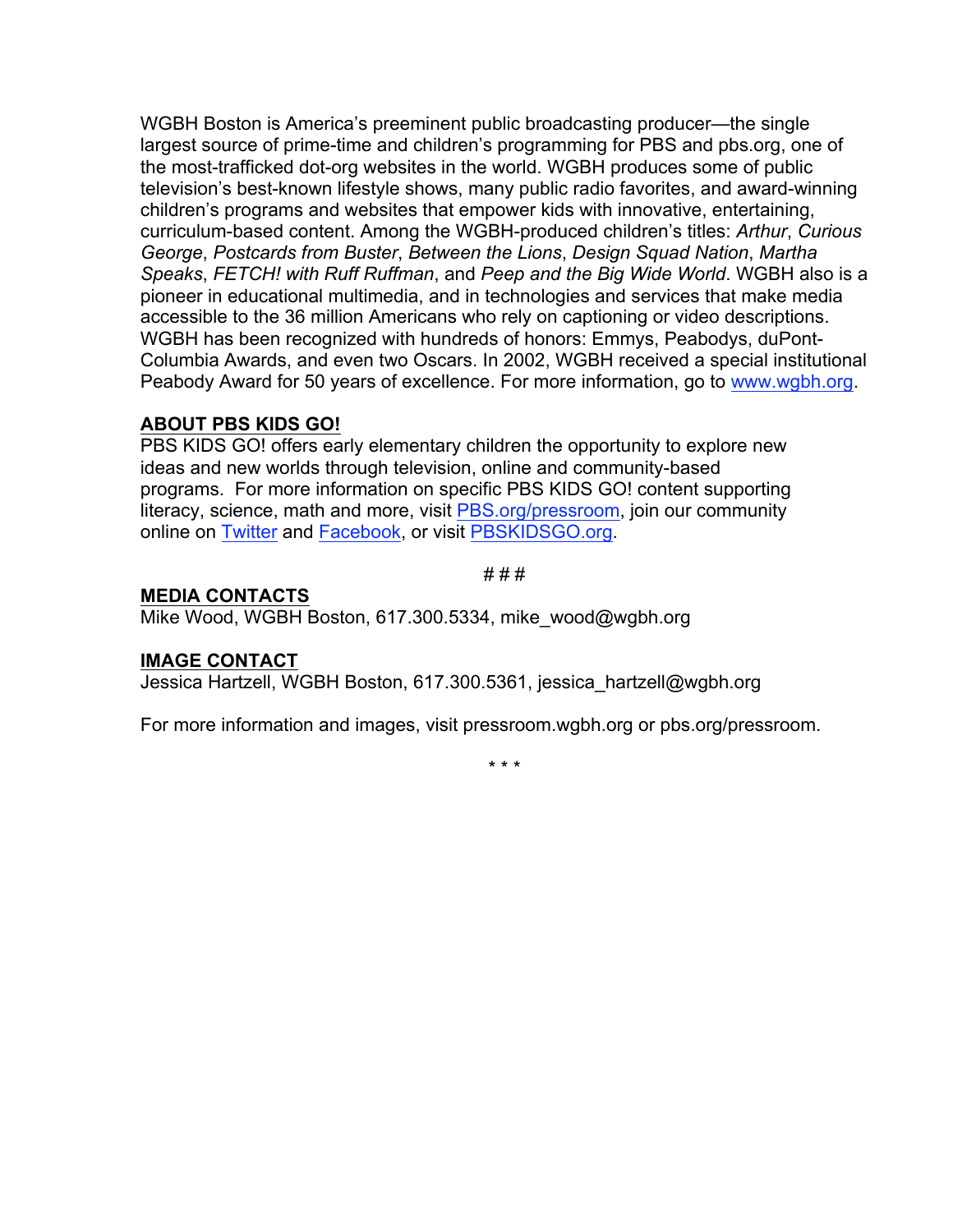WGBH Boston is America's preeminent public broadcasting producer—the single largest source of prime-time and children's programming for PBS and pbs.org, one of the most-trafficked dot-org websites in the world. WGBH produces some of public television's best-known lifestyle shows, many public radio favorites, and award-winning children's programs and websites that empower kids with innovative, entertaining, curriculum-based content. Among the WGBH-produced children's titles: *Arthur*, *Curious George*, *Postcards from Buster*, *Between the Lions*, *Design Squad Nation*, *Martha Speaks*, *FETCH! with Ruff Ruffman*, and *Peep and the Big Wide World*. WGBH also is a pioneer in educational multimedia, and in technologies and services that make media accessible to the 36 million Americans who rely on captioning or video descriptions. WGBH has been recognized with hundreds of honors: Emmys, Peabodys, duPont-Columbia Awards, and even two Oscars. In 2002, WGBH received a special institutional Peabody Award for 50 years of excellence. For more information, go to [www.wgbh.org](http://www.wgbh.org).

**ABOUT PBS KIDS GO!**

PBS KIDS GO! offers early elementary children the opportunity to explore new ideas and new worlds through television, online and community-based programs. For more information on specific PBS KIDS GO! content supporting literacy, science, math and more, visit PBS.org/pressroom, join our community online on Twitter and Facebook, or visit PBSKIDSGO.org.

# # #

**MEDIA CONTACTS**

Mike Wood, WGBH Boston, 617.300.5334, mike_wood@wgbh.org

**IMAGE CONTACT**

Jessica Hartzell, WGBH Boston, 617.300.5361, jessica_hartzell@wgbh.org

For more information and images, visit pressroom.wgbh.org or pbs.org/pressroom.

* * *